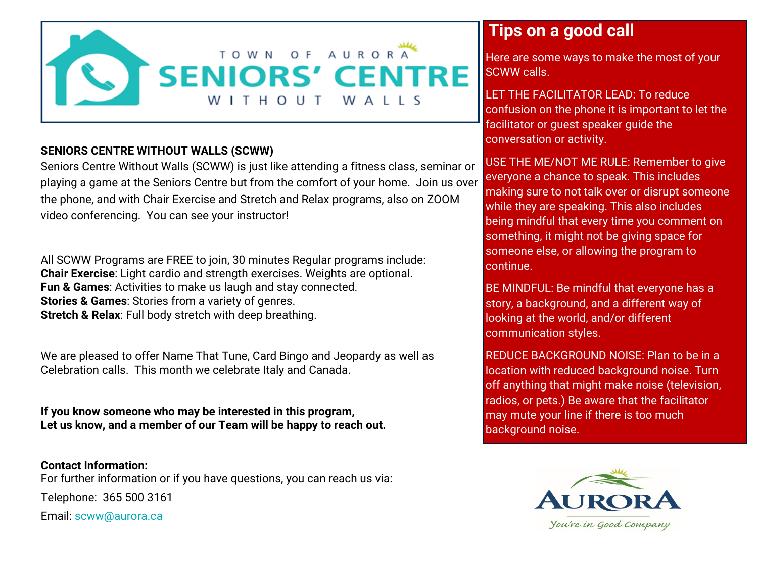# TOWN OF AURORA SENIORS' CENTRE WITHOUT WALLS

**SENIORS CENTRE WITHOUT WALLS (SCWW)**

Seniors Centre Without Walls (SCWW) is just like attending a fitness class, seminar or playing a game at the Seniors Centre but from the comfort of your home. Join us over the phone, and with Chair Exercise and Stretch and Relax programs, also on ZOOM video conferencing. You can see your instructor!

All SCWW Programs are FREE to join, 30 minutes Regular programs include:
**Chair Exercise**: Light cardio and strength exercises. Weights are optional.
**Fun & Games**: Activities to make us laugh and stay connected.
**Stories & Games**: Stories from a variety of genres.
**Stretch & Relax**: Full body stretch with deep breathing.

We are pleased to offer Name That Tune, Card Bingo and Jeopardy as well as Celebration calls. This month we celebrate Italy and Canada.

**If you know someone who may be interested in this program,**
**Let us know, and a member of our Team will be happy to reach out.**

**Contact Information:**
For further information or if you have questions, you can reach us via:

Telephone: 365 500 3161

Email: scww@aurora.ca

## Tips on a good call

Here are some ways to make the most of your SCWW calls.

LET THE FACILITATOR LEAD: To reduce confusion on the phone it is important to let the facilitator or guest speaker guide the conversation or activity.

USE THE ME/NOT ME RULE: Remember to give everyone a chance to speak. This includes making sure to not talk over or disrupt someone while they are speaking. This also includes being mindful that every time you comment on something, it might not be giving space for someone else, or allowing the program to continue.

BE MINDFUL: Be mindful that everyone has a story, a background, and a different way of looking at the world, and/or different communication styles.

REDUCE BACKGROUND NOISE: Plan to be in a location with reduced background noise. Turn off anything that might make noise (television, radios, or pets.) Be aware that the facilitator may mute your line if there is too much background noise.

AURORA
*You're in Good Company*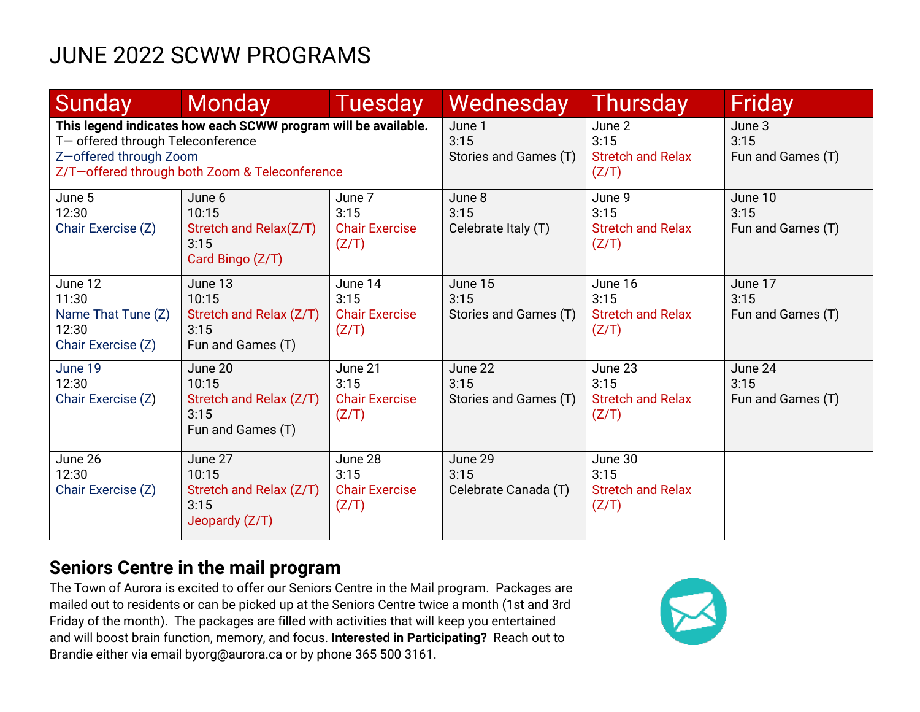# JUNE 2022 SCWW PROGRAMS

| Sunday | Monday | Tuesday | Wednesday | Thursday | Friday |
|---|---|---|---|---|---|
| **This legend indicates how each SCWW program will be available.** T— offered through Teleconference Z—offered through Zoom Z/T—offered through both Zoom & Teleconference | | | June 1 3:15 Stories and Games (T) | June 2 3:15 Stretch and Relax (Z/T) | June 3 3:15 Fun and Games (T) |
| June 5 12:30 Chair Exercise (Z) | June 6 10:15 Stretch and Relax(Z/T) 3:15 Card Bingo (Z/T) | June 7 3:15 Chair Exercise (Z/T) | June 8 3:15 Celebrate Italy (T) | June 9 3:15 Stretch and Relax (Z/T) | June 10 3:15 Fun and Games (T) |
| June 12 11:30 Name That Tune (Z) 12:30 Chair Exercise (Z) | June 13 10:15 Stretch and Relax (Z/T) 3:15 Fun and Games (T) | June 14 3:15 Chair Exercise (Z/T) | June 15 3:15 Stories and Games (T) | June 16 3:15 Stretch and Relax (Z/T) | June 17 3:15 Fun and Games (T) |
| June 19 12:30 Chair Exercise (Z) | June 20 10:15 Stretch and Relax (Z/T) 3:15 Fun and Games (T) | June 21 3:15 Chair Exercise (Z/T) | June 22 3:15 Stories and Games (T) | June 23 3:15 Stretch and Relax (Z/T) | June 24 3:15 Fun and Games (T) |
| June 26 12:30 Chair Exercise (Z) | June 27 10:15 Stretch and Relax (Z/T) 3:15 Jeopardy (Z/T) | June 28 3:15 Chair Exercise (Z/T) | June 29 3:15 Celebrate Canada (T) | June 30 3:15 Stretch and Relax (Z/T) | |

## Seniors Centre in the mail program

The Town of Aurora is excited to offer our Seniors Centre in the Mail program. Packages are mailed out to residents or can be picked up at the Seniors Centre twice a month (1st and 3rd Friday of the month). The packages are filled with activities that will keep you entertained and will boost brain function, memory, and focus. **Interested in Participating?** Reach out to Brandie either via email byorg@aurora.ca or by phone 365 500 3161.